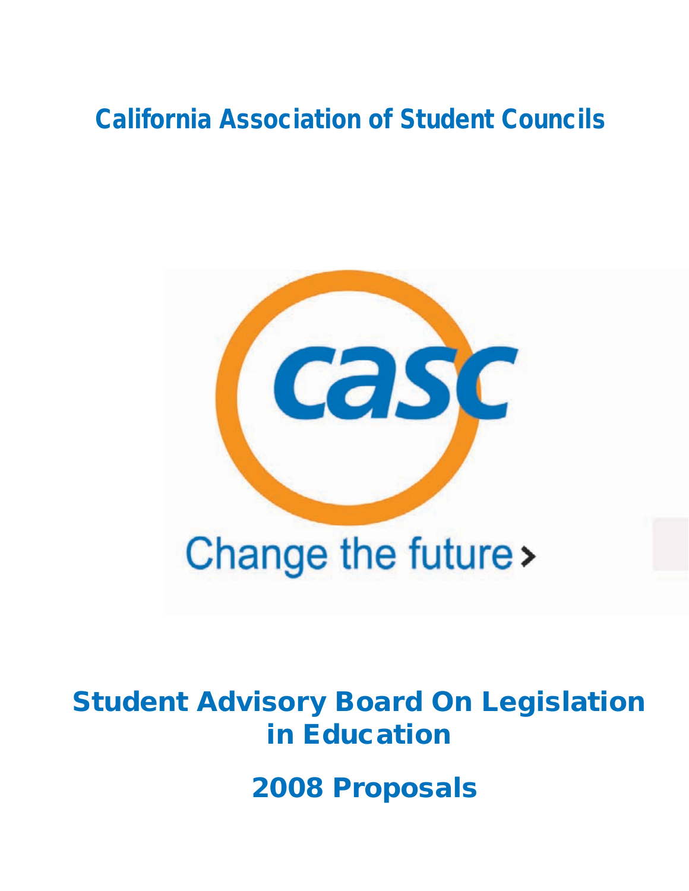# California Association of Student Councils

casc

Change the future›

# Student Advisory Board On Legislation in Education

# 2008 Proposals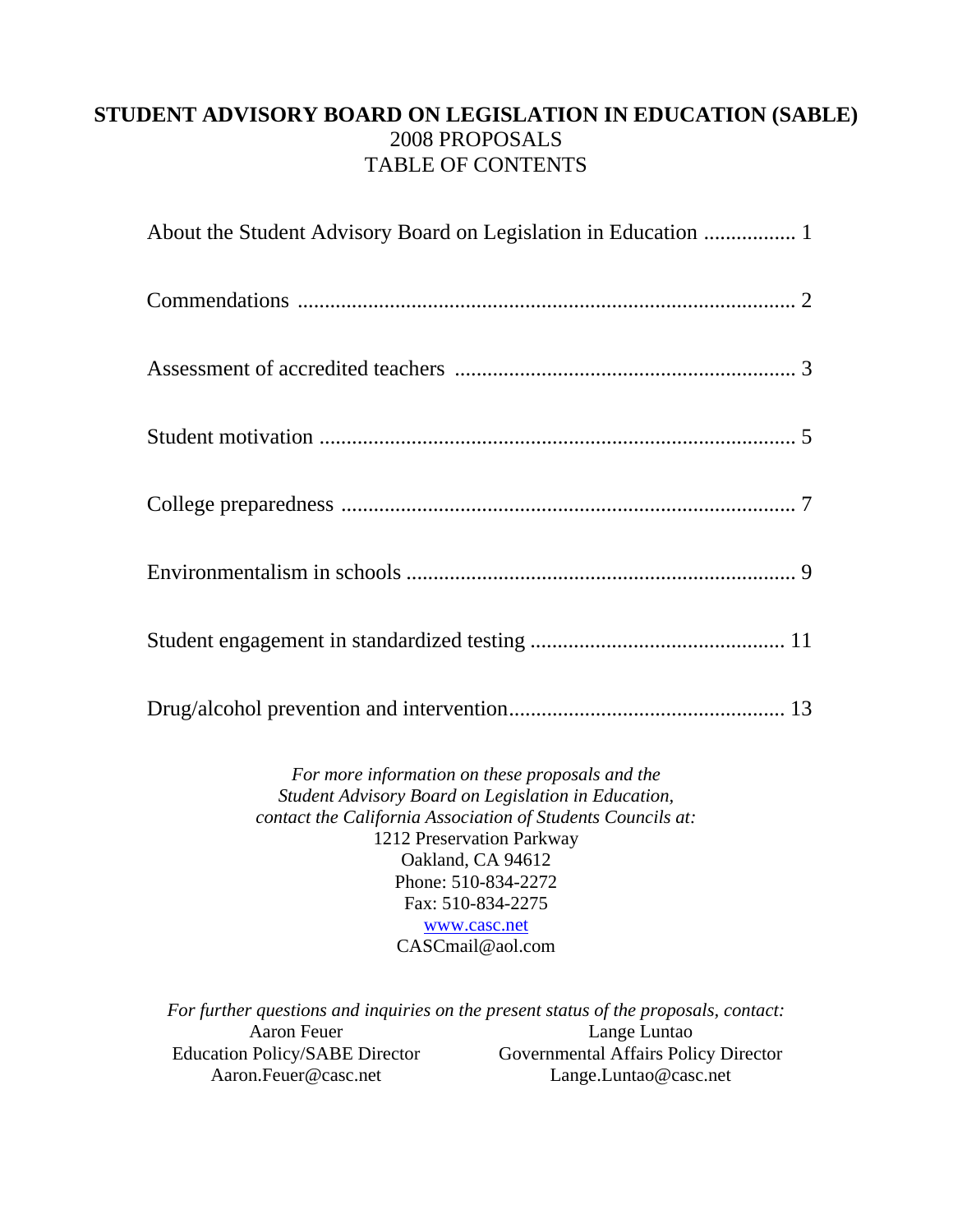# STUDENT ADVISORY BOARD ON LEGISLATION IN EDUCATION (SABLE)

2008 PROPOSALS

TABLE OF CONTENTS

About the Student Advisory Board on Legislation in Education ................ 1

Commendations .......................................................................................... 2

Assessment of accredited teachers ............................................................. 3

Student motivation ...................................................................................... 5

College preparedness .................................................................................. 7

Environmentalism in schools ...................................................................... 9

Student engagement in standardized testing ............................................. 11

Drug/alcohol prevention and intervention.................................................. 13

*For more information on these proposals and the Student Advisory Board on Legislation in Education, contact the California Association of Students Councils at:*

1212 Preservation Parkway
Oakland, CA 94612
Phone: 510-834-2272
Fax: 510-834-2275
www.casc.net
CASCmail@aol.com

*For further questions and inquiries on the present status of the proposals, contact:*

Aaron Feuer
Education Policy/SABE Director
Aaron.Feuer@casc.net

Lange Luntao
Governmental Affairs Policy Director
Lange.Luntao@casc.net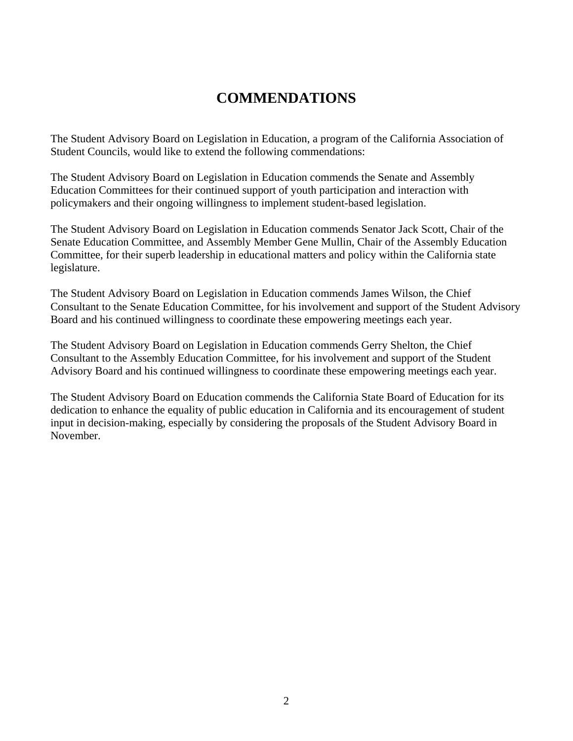# COMMENDATIONS

The Student Advisory Board on Legislation in Education, a program of the California Association of Student Councils, would like to extend the following commendations:

The Student Advisory Board on Legislation in Education commends the Senate and Assembly Education Committees for their continued support of youth participation and interaction with policymakers and their ongoing willingness to implement student-based legislation.

The Student Advisory Board on Legislation in Education commends Senator Jack Scott, Chair of the Senate Education Committee, and Assembly Member Gene Mullin, Chair of the Assembly Education Committee, for their superb leadership in educational matters and policy within the California state legislature.

The Student Advisory Board on Legislation in Education commends James Wilson, the Chief Consultant to the Senate Education Committee, for his involvement and support of the Student Advisory Board and his continued willingness to coordinate these empowering meetings each year.

The Student Advisory Board on Legislation in Education commends Gerry Shelton, the Chief Consultant to the Assembly Education Committee, for his involvement and support of the Student Advisory Board and his continued willingness to coordinate these empowering meetings each year.

The Student Advisory Board on Education commends the California State Board of Education for its dedication to enhance the equality of public education in California and its encouragement of student input in decision-making, especially by considering the proposals of the Student Advisory Board in November.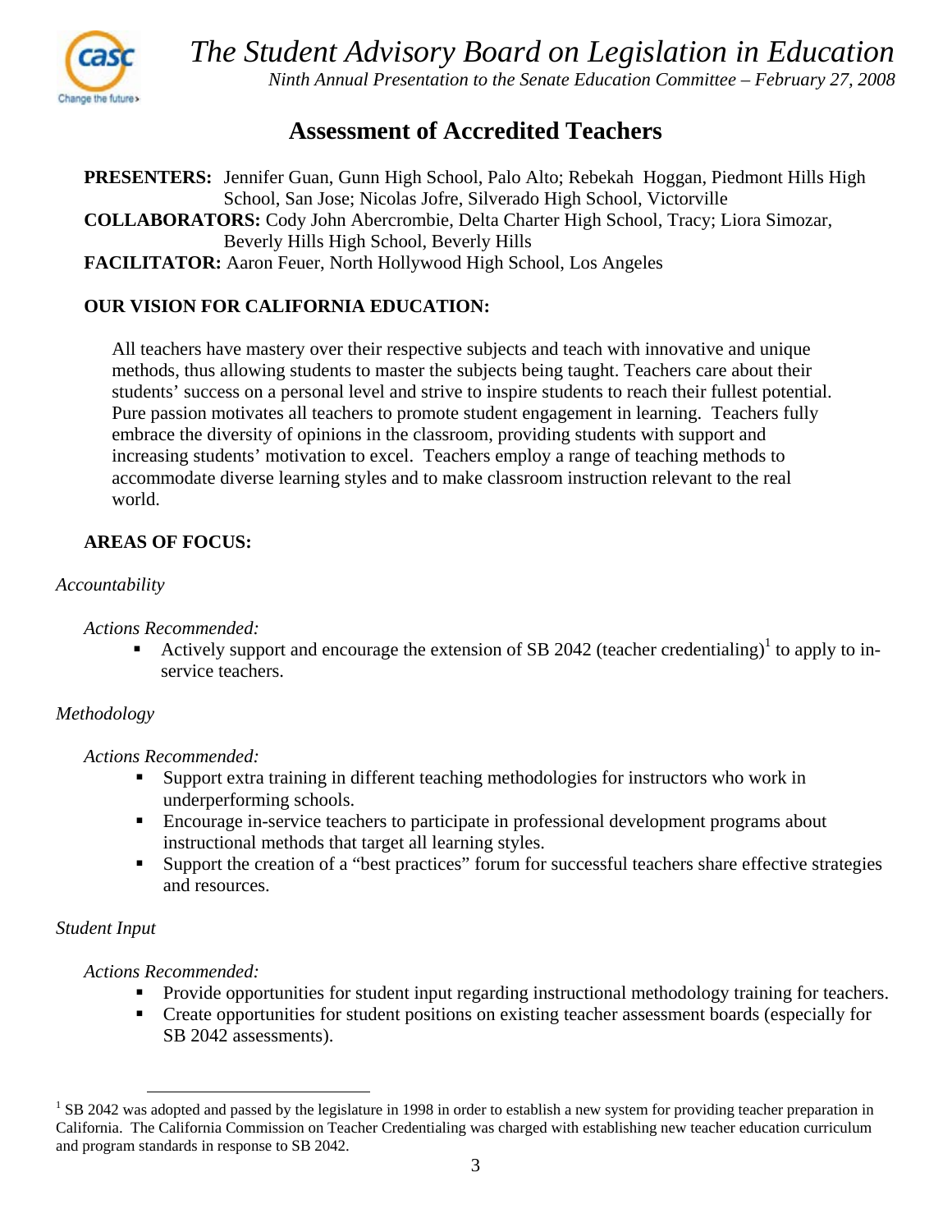*The Student Advisory Board on Legislation in Education*

*Ninth Annual Presentation to the Senate Education Committee – February 27, 2008*

# Assessment of Accredited Teachers

**PRESENTERS:** Jennifer Guan, Gunn High School, Palo Alto; Rebekah Hoggan, Piedmont Hills High School, San Jose; Nicolas Jofre, Silverado High School, Victorville

**COLLABORATORS:** Cody John Abercrombie, Delta Charter High School, Tracy; Liora Simozar, Beverly Hills High School, Beverly Hills

**FACILITATOR:** Aaron Feuer, North Hollywood High School, Los Angeles

## OUR VISION FOR CALIFORNIA EDUCATION:

All teachers have mastery over their respective subjects and teach with innovative and unique methods, thus allowing students to master the subjects being taught. Teachers care about their students' success on a personal level and strive to inspire students to reach their fullest potential. Pure passion motivates all teachers to promote student engagement in learning. Teachers fully embrace the diversity of opinions in the classroom, providing students with support and increasing students' motivation to excel. Teachers employ a range of teaching methods to accommodate diverse learning styles and to make classroom instruction relevant to the real world.

## AREAS OF FOCUS:

*Accountability*

*Actions Recommended:*

- Actively support and encourage the extension of SB 2042 (teacher credentialing)[1] to apply to in-service teachers.

*Methodology*

*Actions Recommended:*

- Support extra training in different teaching methodologies for instructors who work in underperforming schools.
- Encourage in-service teachers to participate in professional development programs about instructional methods that target all learning styles.
- Support the creation of a "best practices" forum for successful teachers share effective strategies and resources.

*Student Input*

*Actions Recommended:*

- Provide opportunities for student input regarding instructional methodology training for teachers.
- Create opportunities for student positions on existing teacher assessment boards (especially for SB 2042 assessments).

---

[1] SB 2042 was adopted and passed by the legislature in 1998 in order to establish a new system for providing teacher preparation in California. The California Commission on Teacher Credentialing was charged with establishing new teacher education curriculum and program standards in response to SB 2042.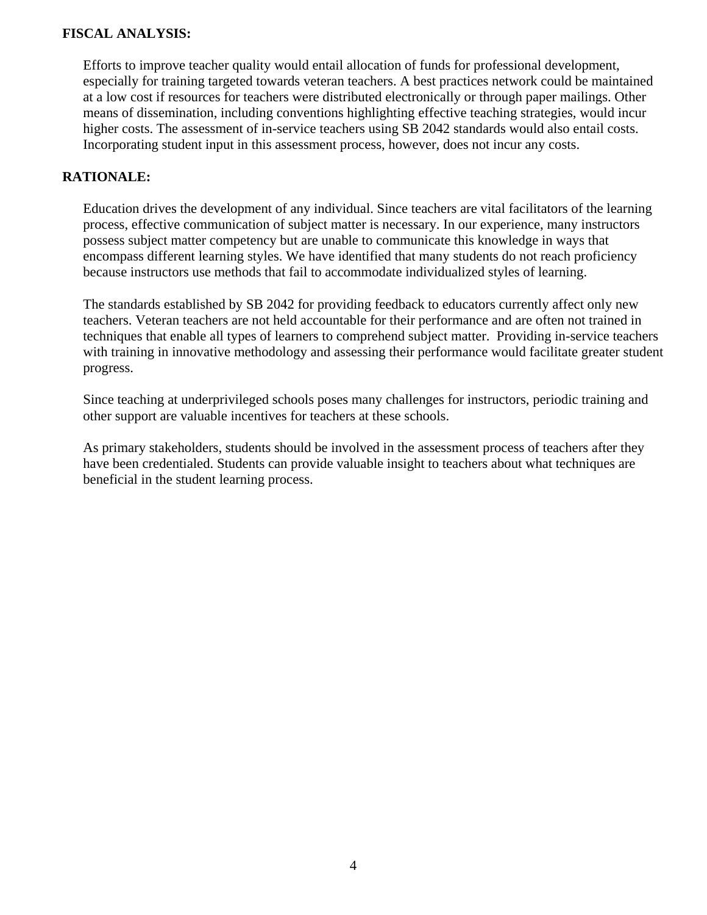**FISCAL ANALYSIS:**

Efforts to improve teacher quality would entail allocation of funds for professional development, especially for training targeted towards veteran teachers. A best practices network could be maintained at a low cost if resources for teachers were distributed electronically or through paper mailings. Other means of dissemination, including conventions highlighting effective teaching strategies, would incur higher costs. The assessment of in-service teachers using SB 2042 standards would also entail costs. Incorporating student input in this assessment process, however, does not incur any costs.

**RATIONALE:**

Education drives the development of any individual. Since teachers are vital facilitators of the learning process, effective communication of subject matter is necessary. In our experience, many instructors possess subject matter competency but are unable to communicate this knowledge in ways that encompass different learning styles. We have identified that many students do not reach proficiency because instructors use methods that fail to accommodate individualized styles of learning.

The standards established by SB 2042 for providing feedback to educators currently affect only new teachers. Veteran teachers are not held accountable for their performance and are often not trained in techniques that enable all types of learners to comprehend subject matter. Providing in-service teachers with training in innovative methodology and assessing their performance would facilitate greater student progress.

Since teaching at underprivileged schools poses many challenges for instructors, periodic training and other support are valuable incentives for teachers at these schools.

As primary stakeholders, students should be involved in the assessment process of teachers after they have been credentialed. Students can provide valuable insight to teachers about what techniques are beneficial in the student learning process.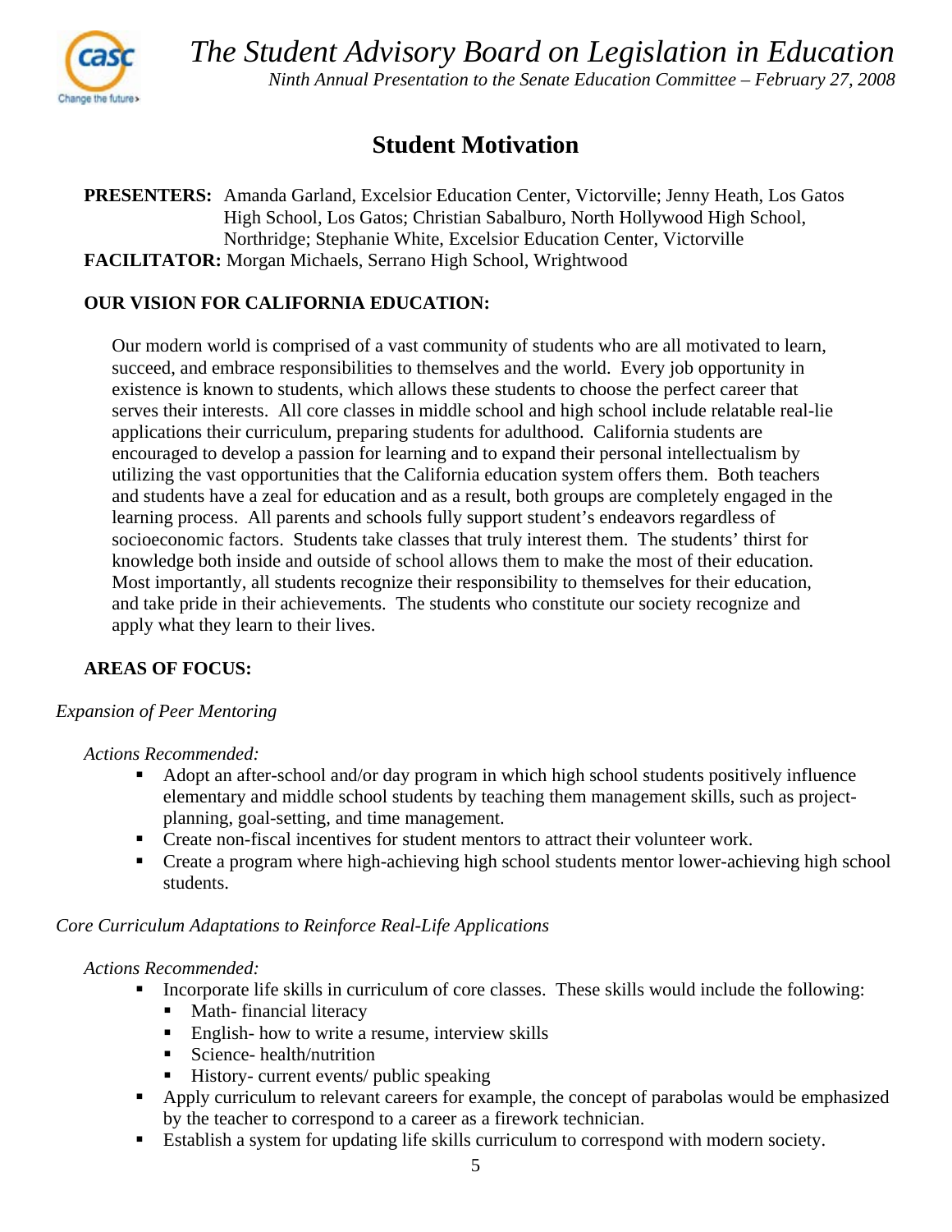# The Student Advisory Board on Legislation in Education

*Ninth Annual Presentation to the Senate Education Committee – February 27, 2008*

## Student Motivation

**PRESENTERS:** Amanda Garland, Excelsior Education Center, Victorville; Jenny Heath, Los Gatos High School, Los Gatos; Christian Sabalburo, North Hollywood High School, Northridge; Stephanie White, Excelsior Education Center, Victorville
**FACILITATOR:** Morgan Michaels, Serrano High School, Wrightwood

### OUR VISION FOR CALIFORNIA EDUCATION:

Our modern world is comprised of a vast community of students who are all motivated to learn, succeed, and embrace responsibilities to themselves and the world. Every job opportunity in existence is known to students, which allows these students to choose the perfect career that serves their interests. All core classes in middle school and high school include relatable real-lie applications their curriculum, preparing students for adulthood. California students are encouraged to develop a passion for learning and to expand their personal intellectualism by utilizing the vast opportunities that the California education system offers them. Both teachers and students have a zeal for education and as a result, both groups are completely engaged in the learning process. All parents and schools fully support student's endeavors regardless of socioeconomic factors. Students take classes that truly interest them. The students' thirst for knowledge both inside and outside of school allows them to make the most of their education. Most importantly, all students recognize their responsibility to themselves for their education, and take pride in their achievements. The students who constitute our society recognize and apply what they learn to their lives.

### AREAS OF FOCUS:

*Expansion of Peer Mentoring*

*Actions Recommended:*

- Adopt an after-school and/or day program in which high school students positively influence elementary and middle school students by teaching them management skills, such as project-planning, goal-setting, and time management.
- Create non-fiscal incentives for student mentors to attract their volunteer work.
- Create a program where high-achieving high school students mentor lower-achieving high school students.

*Core Curriculum Adaptations to Reinforce Real-Life Applications*

*Actions Recommended:*

- Incorporate life skills in curriculum of core classes. These skills would include the following:
  - Math- financial literacy
  - English- how to write a resume, interview skills
  - Science- health/nutrition
  - History- current events/ public speaking
- Apply curriculum to relevant careers for example, the concept of parabolas would be emphasized by the teacher to correspond to a career as a firework technician.
- Establish a system for updating life skills curriculum to correspond with modern society.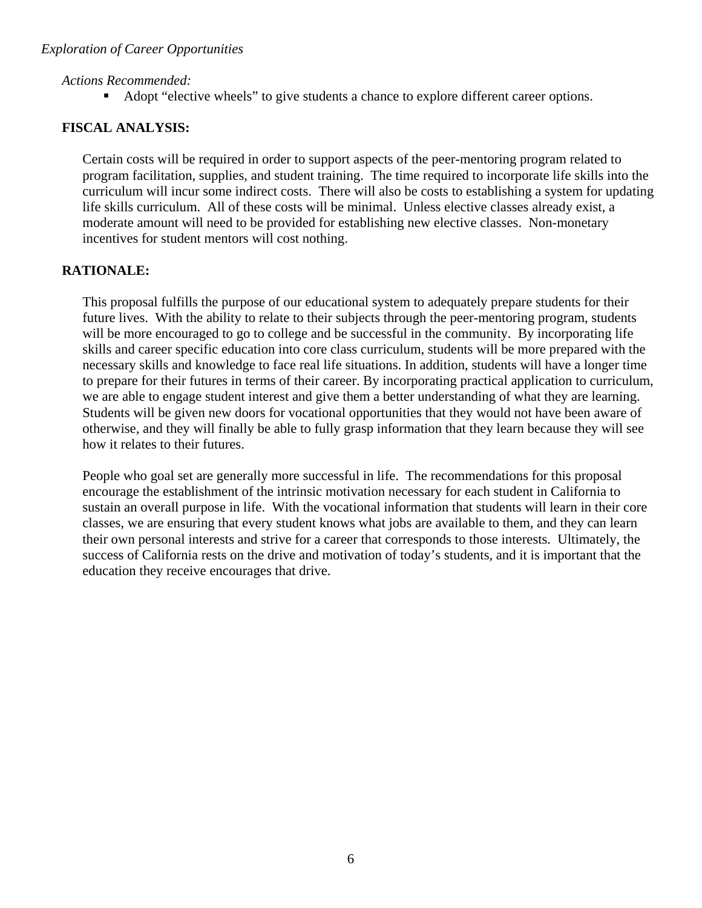*Exploration of Career Opportunities*

*Actions Recommended:*

- Adopt “elective wheels” to give students a chance to explore different career options.

**FISCAL ANALYSIS:**

Certain costs will be required in order to support aspects of the peer-mentoring program related to program facilitation, supplies, and student training. The time required to incorporate life skills into the curriculum will incur some indirect costs. There will also be costs to establishing a system for updating life skills curriculum. All of these costs will be minimal. Unless elective classes already exist, a moderate amount will need to be provided for establishing new elective classes. Non-monetary incentives for student mentors will cost nothing.

**RATIONALE:**

This proposal fulfills the purpose of our educational system to adequately prepare students for their future lives. With the ability to relate to their subjects through the peer-mentoring program, students will be more encouraged to go to college and be successful in the community. By incorporating life skills and career specific education into core class curriculum, students will be more prepared with the necessary skills and knowledge to face real life situations. In addition, students will have a longer time to prepare for their futures in terms of their career. By incorporating practical application to curriculum, we are able to engage student interest and give them a better understanding of what they are learning. Students will be given new doors for vocational opportunities that they would not have been aware of otherwise, and they will finally be able to fully grasp information that they learn because they will see how it relates to their futures.

People who goal set are generally more successful in life. The recommendations for this proposal encourage the establishment of the intrinsic motivation necessary for each student in California to sustain an overall purpose in life. With the vocational information that students will learn in their core classes, we are ensuring that every student knows what jobs are available to them, and they can learn their own personal interests and strive for a career that corresponds to those interests. Ultimately, the success of California rests on the drive and motivation of today’s students, and it is important that the education they receive encourages that drive.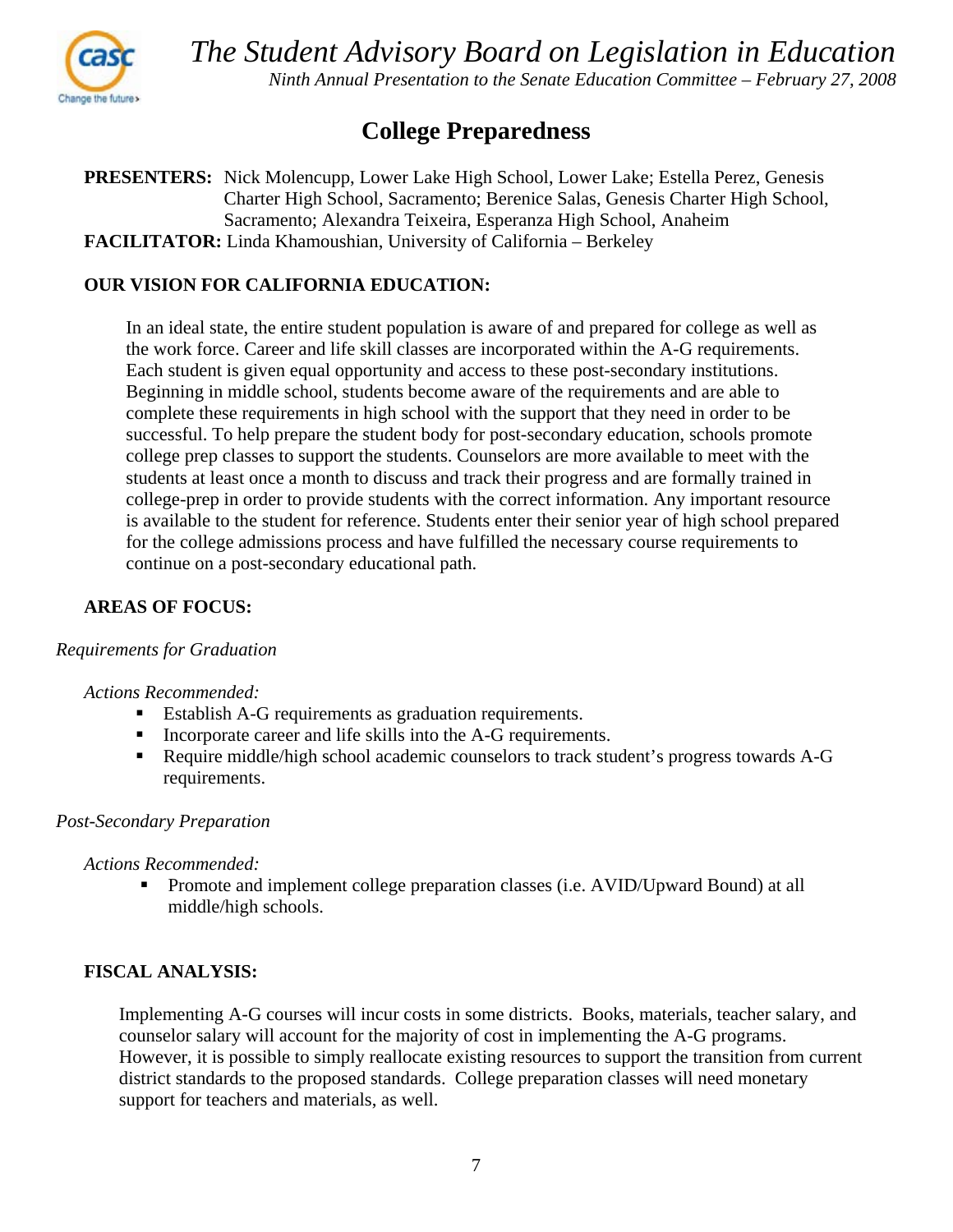# College Preparedness

**PRESENTERS:** Nick Molencupp, Lower Lake High School, Lower Lake; Estella Perez, Genesis Charter High School, Sacramento; Berenice Salas, Genesis Charter High School, Sacramento; Alexandra Teixeira, Esperanza High School, Anaheim
**FACILITATOR:** Linda Khamoushian, University of California – Berkeley

## OUR VISION FOR CALIFORNIA EDUCATION:

In an ideal state, the entire student population is aware of and prepared for college as well as the work force. Career and life skill classes are incorporated within the A-G requirements. Each student is given equal opportunity and access to these post-secondary institutions. Beginning in middle school, students become aware of the requirements and are able to complete these requirements in high school with the support that they need in order to be successful. To help prepare the student body for post-secondary education, schools promote college prep classes to support the students. Counselors are more available to meet with the students at least once a month to discuss and track their progress and are formally trained in college-prep in order to provide students with the correct information. Any important resource is available to the student for reference. Students enter their senior year of high school prepared for the college admissions process and have fulfilled the necessary course requirements to continue on a post-secondary educational path.

## AREAS OF FOCUS:

*Requirements for Graduation*

*Actions Recommended:*

- Establish A-G requirements as graduation requirements.
- Incorporate career and life skills into the A-G requirements.
- Require middle/high school academic counselors to track student's progress towards A-G requirements.

*Post-Secondary Preparation*

*Actions Recommended:*

- Promote and implement college preparation classes (i.e. AVID/Upward Bound) at all middle/high schools.

## FISCAL ANALYSIS:

Implementing A-G courses will incur costs in some districts. Books, materials, teacher salary, and counselor salary will account for the majority of cost in implementing the A-G programs. However, it is possible to simply reallocate existing resources to support the transition from current district standards to the proposed standards. College preparation classes will need monetary support for teachers and materials, as well.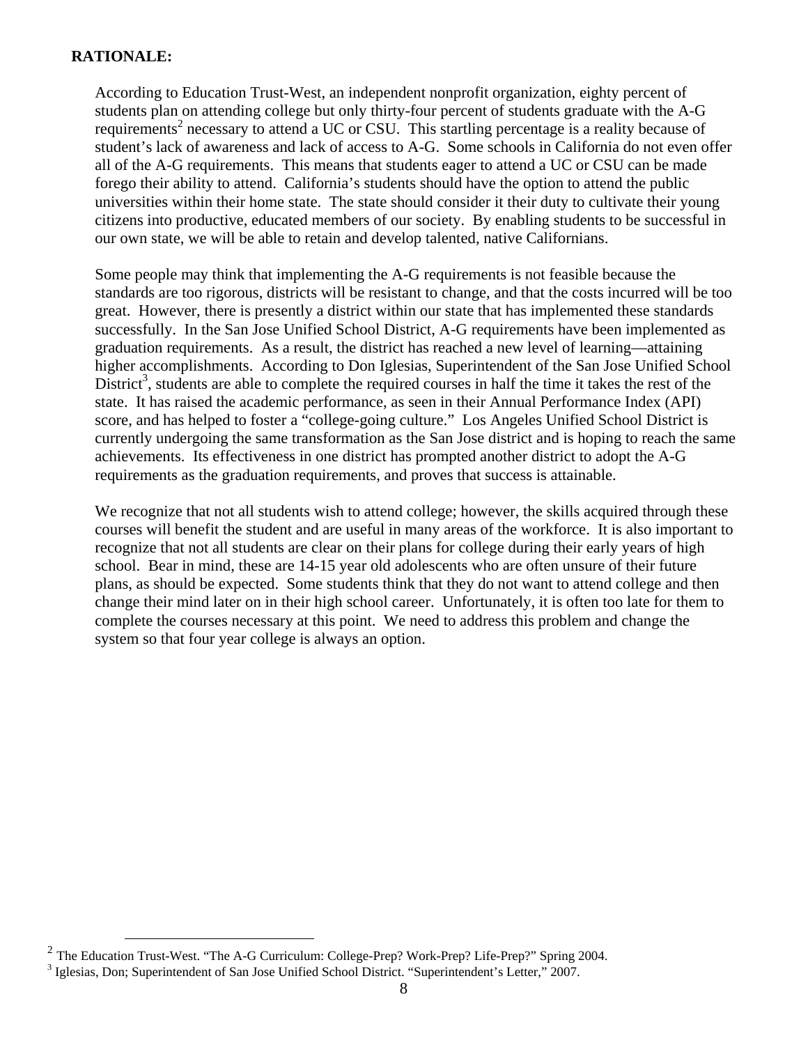**RATIONALE:**

According to Education Trust-West, an independent nonprofit organization, eighty percent of students plan on attending college but only thirty-four percent of students graduate with the A-G requirements[2] necessary to attend a UC or CSU. This startling percentage is a reality because of student's lack of awareness and lack of access to A-G. Some schools in California do not even offer all of the A-G requirements. This means that students eager to attend a UC or CSU can be made forego their ability to attend. California's students should have the option to attend the public universities within their home state. The state should consider it their duty to cultivate their young citizens into productive, educated members of our society. By enabling students to be successful in our own state, we will be able to retain and develop talented, native Californians.

Some people may think that implementing the A-G requirements is not feasible because the standards are too rigorous, districts will be resistant to change, and that the costs incurred will be too great. However, there is presently a district within our state that has implemented these standards successfully. In the San Jose Unified School District, A-G requirements have been implemented as graduation requirements. As a result, the district has reached a new level of learning—attaining higher accomplishments. According to Don Iglesias, Superintendent of the San Jose Unified School District[3], students are able to complete the required courses in half the time it takes the rest of the state. It has raised the academic performance, as seen in their Annual Performance Index (API) score, and has helped to foster a "college-going culture." Los Angeles Unified School District is currently undergoing the same transformation as the San Jose district and is hoping to reach the same achievements. Its effectiveness in one district has prompted another district to adopt the A-G requirements as the graduation requirements, and proves that success is attainable.

We recognize that not all students wish to attend college; however, the skills acquired through these courses will benefit the student and are useful in many areas of the workforce. It is also important to recognize that not all students are clear on their plans for college during their early years of high school. Bear in mind, these are 14-15 year old adolescents who are often unsure of their future plans, as should be expected. Some students think that they do not want to attend college and then change their mind later on in their high school career. Unfortunately, it is often too late for them to complete the courses necessary at this point. We need to address this problem and change the system so that four year college is always an option.

---

[2] The Education Trust-West. "The A-G Curriculum: College-Prep? Work-Prep? Life-Prep?" Spring 2004.

[3] Iglesias, Don; Superintendent of San Jose Unified School District. "Superintendent's Letter," 2007.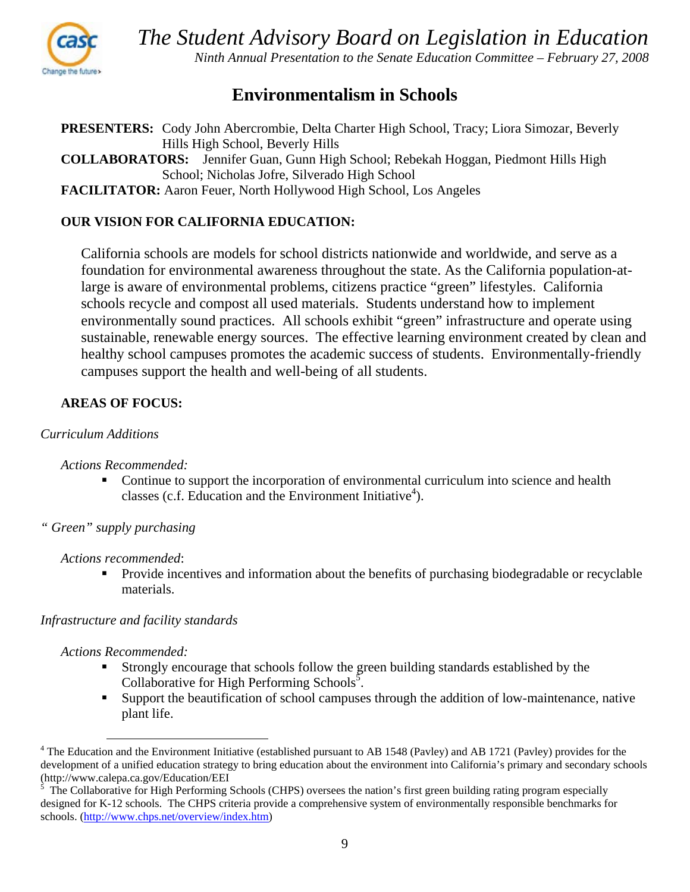# The Student Advisory Board on Legislation in Education

*Ninth Annual Presentation to the Senate Education Committee – February 27, 2008*

## Environmentalism in Schools

**PRESENTERS:** Cody John Abercrombie, Delta Charter High School, Tracy; Liora Simozar, Beverly Hills High School, Beverly Hills
**COLLABORATORS:** Jennifer Guan, Gunn High School; Rebekah Hoggan, Piedmont Hills High School; Nicholas Jofre, Silverado High School
**FACILITATOR:** Aaron Feuer, North Hollywood High School, Los Angeles

**OUR VISION FOR CALIFORNIA EDUCATION:**

California schools are models for school districts nationwide and worldwide, and serve as a foundation for environmental awareness throughout the state. As the California population-at-large is aware of environmental problems, citizens practice "green" lifestyles. California schools recycle and compost all used materials. Students understand how to implement environmentally sound practices. All schools exhibit "green" infrastructure and operate using sustainable, renewable energy sources. The effective learning environment created by clean and healthy school campuses promotes the academic success of students. Environmentally-friendly campuses support the health and well-being of all students.

**AREAS OF FOCUS:**

*Curriculum Additions*

*Actions Recommended:*

- Continue to support the incorporation of environmental curriculum into science and health classes (c.f. Education and the Environment Initiative[4]).

*" Green" supply purchasing*

*Actions recommended*:

- Provide incentives and information about the benefits of purchasing biodegradable or recyclable materials.

*Infrastructure and facility standards*

*Actions Recommended:*

- Strongly encourage that schools follow the green building standards established by the Collaborative for High Performing Schools[5].
- Support the beautification of school campuses through the addition of low-maintenance, native plant life.

---

[4] The Education and the Environment Initiative (established pursuant to AB 1548 (Pavley) and AB 1721 (Pavley) provides for the development of a unified education strategy to bring education about the environment into California's primary and secondary schools (http://www.calepa.ca.gov/Education/EEI

[5] The Collaborative for High Performing Schools (CHPS) oversees the nation's first green building rating program especially designed for K-12 schools. The CHPS criteria provide a comprehensive system of environmentally responsible benchmarks for schools. (http://www.chps.net/overview/index.htm)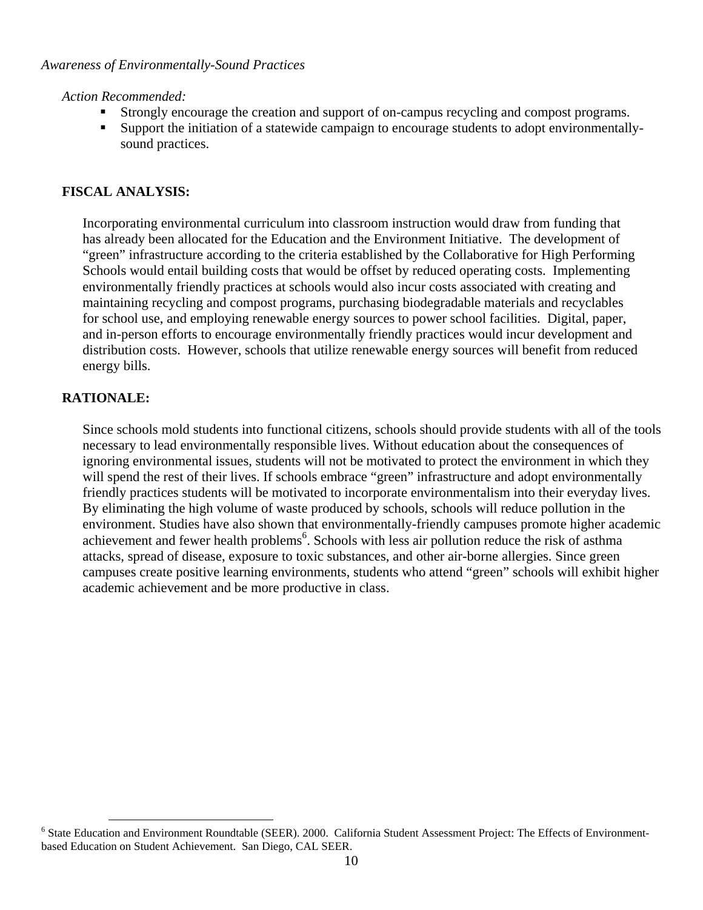*Awareness of Environmentally-Sound Practices*

*Action Recommended:*

- Strongly encourage the creation and support of on-campus recycling and compost programs.
- Support the initiation of a statewide campaign to encourage students to adopt environmentally-sound practices.

**FISCAL ANALYSIS:**

Incorporating environmental curriculum into classroom instruction would draw from funding that has already been allocated for the Education and the Environment Initiative. The development of "green" infrastructure according to the criteria established by the Collaborative for High Performing Schools would entail building costs that would be offset by reduced operating costs. Implementing environmentally friendly practices at schools would also incur costs associated with creating and maintaining recycling and compost programs, purchasing biodegradable materials and recyclables for school use, and employing renewable energy sources to power school facilities. Digital, paper, and in-person efforts to encourage environmentally friendly practices would incur development and distribution costs. However, schools that utilize renewable energy sources will benefit from reduced energy bills.

**RATIONALE:**

Since schools mold students into functional citizens, schools should provide students with all of the tools necessary to lead environmentally responsible lives. Without education about the consequences of ignoring environmental issues, students will not be motivated to protect the environment in which they will spend the rest of their lives. If schools embrace "green" infrastructure and adopt environmentally friendly practices students will be motivated to incorporate environmentalism into their everyday lives. By eliminating the high volume of waste produced by schools, schools will reduce pollution in the environment. Studies have also shown that environmentally-friendly campuses promote higher academic achievement and fewer health problems[6]. Schools with less air pollution reduce the risk of asthma attacks, spread of disease, exposure to toxic substances, and other air-borne allergies. Since green campuses create positive learning environments, students who attend "green" schools will exhibit higher academic achievement and be more productive in class.

[6] State Education and Environment Roundtable (SEER). 2000. California Student Assessment Project: The Effects of Environment-based Education on Student Achievement. San Diego, CAL SEER.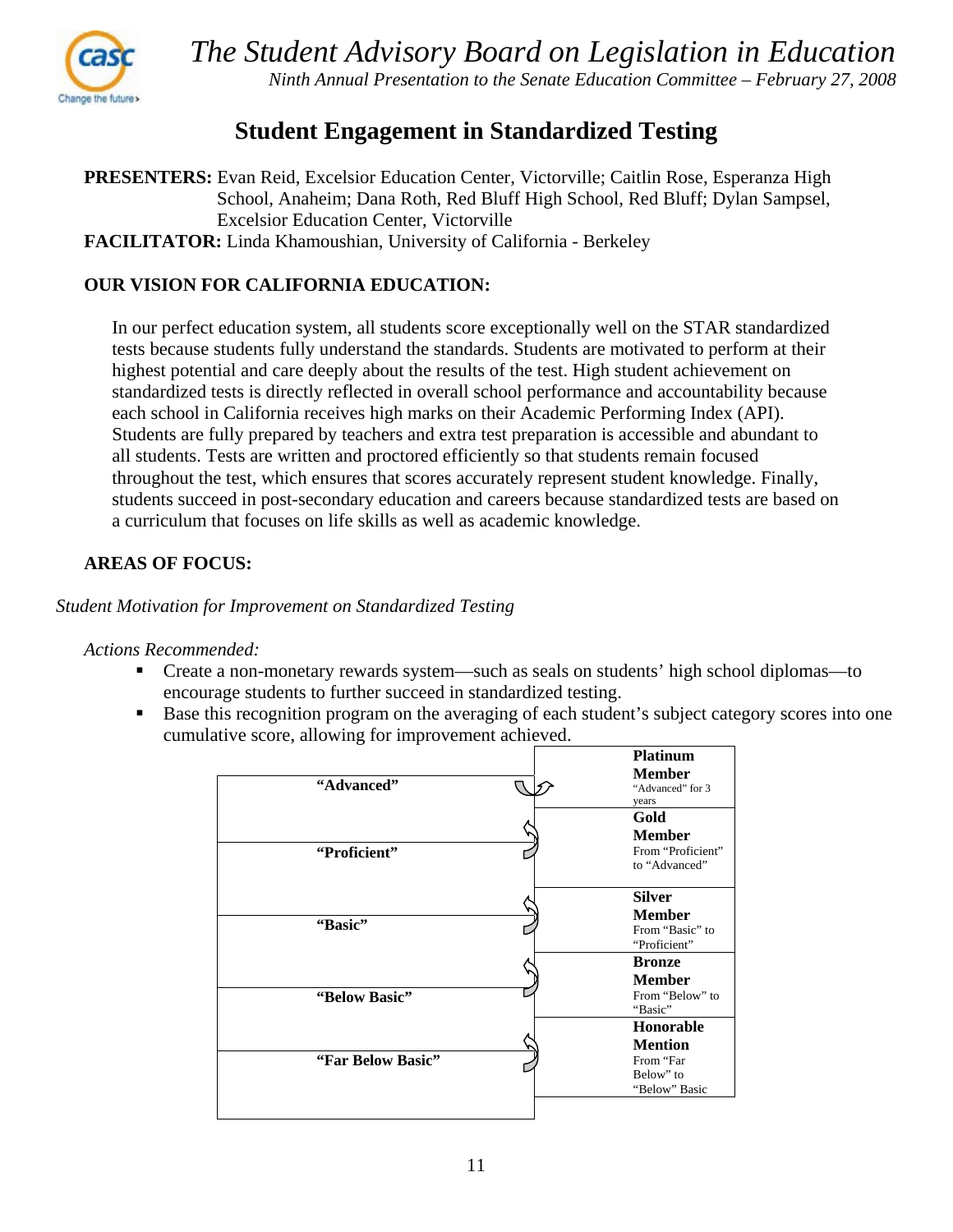# The Student Advisory Board on Legislation in Education

*Ninth Annual Presentation to the Senate Education Committee – February 27, 2008*

## Student Engagement in Standardized Testing

**PRESENTERS:** Evan Reid, Excelsior Education Center, Victorville; Caitlin Rose, Esperanza High School, Anaheim; Dana Roth, Red Bluff High School, Red Bluff; Dylan Sampsel, Excelsior Education Center, Victorville
**FACILITATOR:** Linda Khamoushian, University of California - Berkeley

### OUR VISION FOR CALIFORNIA EDUCATION:

In our perfect education system, all students score exceptionally well on the STAR standardized tests because students fully understand the standards. Students are motivated to perform at their highest potential and care deeply about the results of the test. High student achievement on standardized tests is directly reflected in overall school performance and accountability because each school in California receives high marks on their Academic Performing Index (API). Students are fully prepared by teachers and extra test preparation is accessible and abundant to all students. Tests are written and proctored efficiently so that students remain focused throughout the test, which ensures that scores accurately represent student knowledge. Finally, students succeed in post-secondary education and careers because standardized tests are based on a curriculum that focuses on life skills as well as academic knowledge.

### AREAS OF FOCUS:

*Student Motivation for Improvement on Standardized Testing*

*Actions Recommended:*

- Create a non-monetary rewards system—such as seals on students' high school diplomas—to encourage students to further succeed in standardized testing.
- Base this recognition program on the averaging of each student's subject category scores into one cumulative score, allowing for improvement achieved.

| Performance Level | Recognition |
|---|---|
| "Advanced" | **Platinum Member** "Advanced" for 3 years |
| "Proficient" | **Gold Member** From "Proficient" to "Advanced" |
| "Basic" | **Silver Member** From "Basic" to "Proficient" |
| "Below Basic" | **Bronze Member** From "Below" to "Basic" |
| "Far Below Basic" | **Honorable Mention** From "Far Below" to "Below" Basic |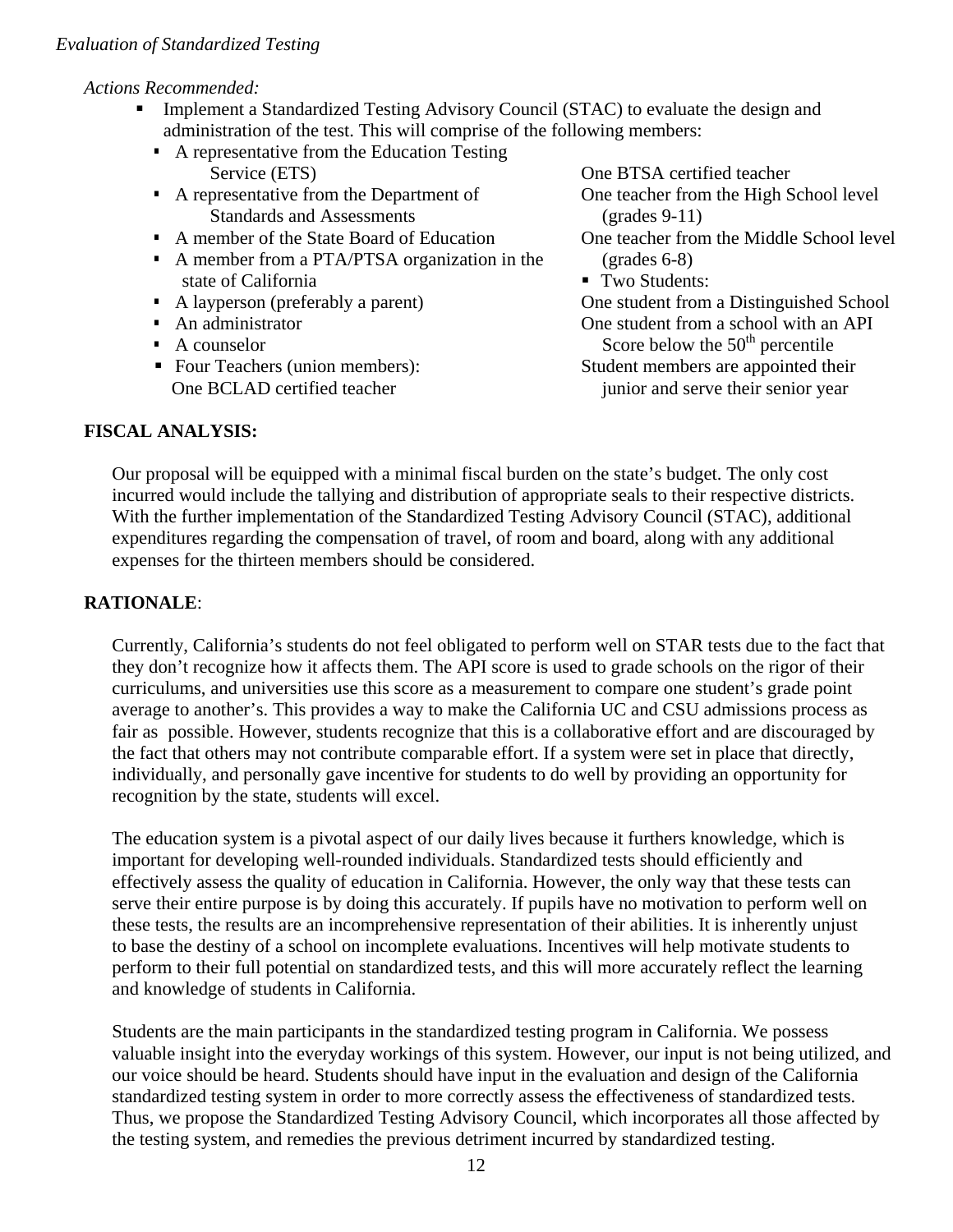*Evaluation of Standardized Testing*

*Actions Recommended:*

- Implement a Standardized Testing Advisory Council (STAC) to evaluate the design and administration of the test. This will comprise of the following members:
  - A representative from the Education Testing Service (ETS)
  - A representative from the Department of Standards and Assessments
  - A member of the State Board of Education
  - A member from a PTA/PTSA organization in the state of California
  - A layperson (preferably a parent)
  - An administrator
  - A counselor
  - Four Teachers (union members):
    - One BCLAD certified teacher
    - One BTSA certified teacher
    - One teacher from the High School level (grades 9-11)
    - One teacher from the Middle School level (grades 6-8)
  - Two Students:
    - One student from a Distinguished School
    - One student from a school with an API Score below the 50th percentile
    - Student members are appointed their junior and serve their senior year

**FISCAL ANALYSIS:**

Our proposal will be equipped with a minimal fiscal burden on the state's budget. The only cost incurred would include the tallying and distribution of appropriate seals to their respective districts. With the further implementation of the Standardized Testing Advisory Council (STAC), additional expenditures regarding the compensation of travel, of room and board, along with any additional expenses for the thirteen members should be considered.

**RATIONALE**:

Currently, California's students do not feel obligated to perform well on STAR tests due to the fact that they don't recognize how it affects them. The API score is used to grade schools on the rigor of their curriculums, and universities use this score as a measurement to compare one student's grade point average to another's. This provides a way to make the California UC and CSU admissions process as fair as possible. However, students recognize that this is a collaborative effort and are discouraged by the fact that others may not contribute comparable effort. If a system were set in place that directly, individually, and personally gave incentive for students to do well by providing an opportunity for recognition by the state, students will excel.

The education system is a pivotal aspect of our daily lives because it furthers knowledge, which is important for developing well-rounded individuals. Standardized tests should efficiently and effectively assess the quality of education in California. However, the only way that these tests can serve their entire purpose is by doing this accurately. If pupils have no motivation to perform well on these tests, the results are an incomprehensive representation of their abilities. It is inherently unjust to base the destiny of a school on incomplete evaluations. Incentives will help motivate students to perform to their full potential on standardized tests, and this will more accurately reflect the learning and knowledge of students in California.

Students are the main participants in the standardized testing program in California. We possess valuable insight into the everyday workings of this system. However, our input is not being utilized, and our voice should be heard. Students should have input in the evaluation and design of the California standardized testing system in order to more correctly assess the effectiveness of standardized tests. Thus, we propose the Standardized Testing Advisory Council, which incorporates all those affected by the testing system, and remedies the previous detriment incurred by standardized testing.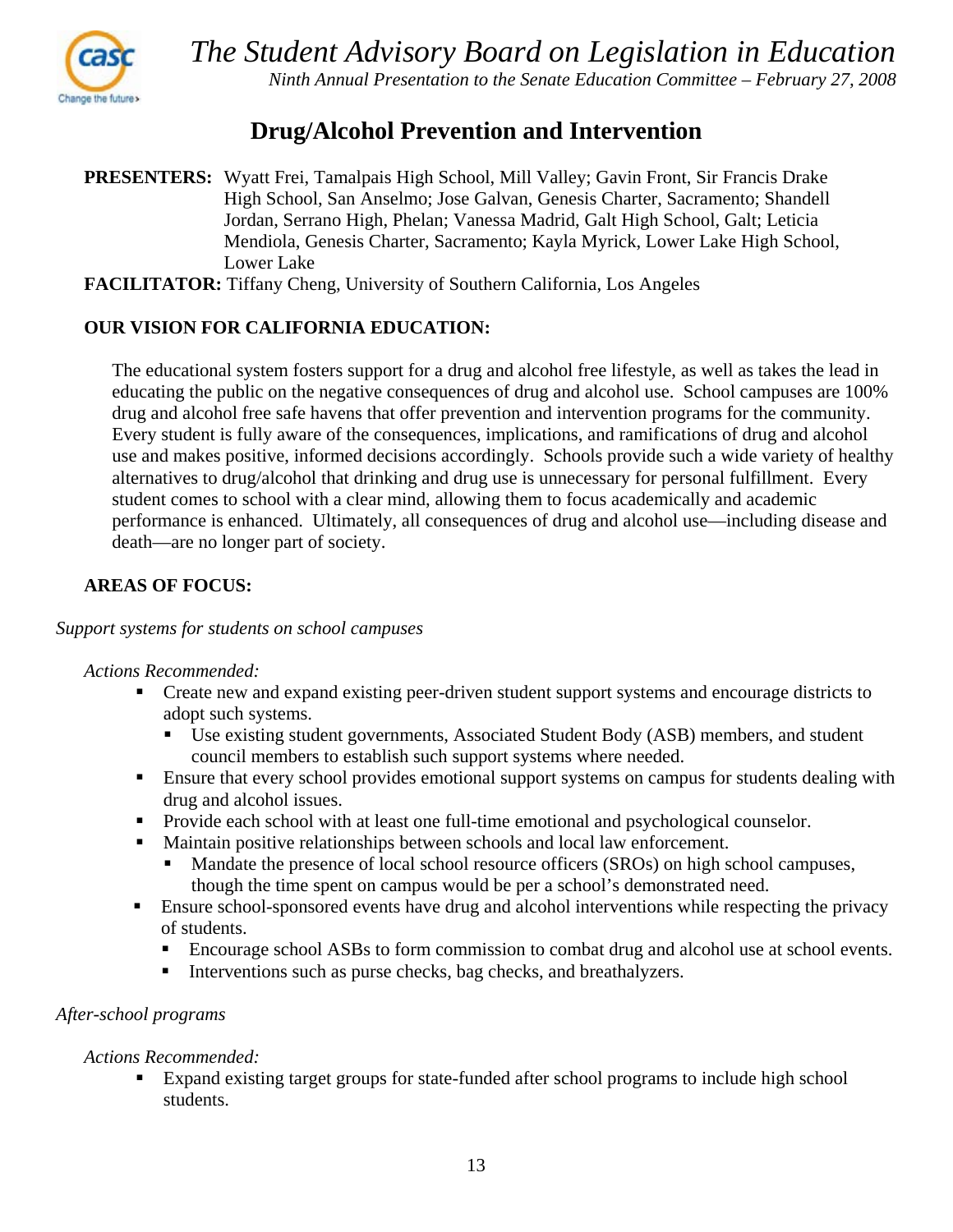# The Student Advisory Board on Legislation in Education

*Ninth Annual Presentation to the Senate Education Committee – February 27, 2008*

## Drug/Alcohol Prevention and Intervention

**PRESENTERS:** Wyatt Frei, Tamalpais High School, Mill Valley; Gavin Front, Sir Francis Drake High School, San Anselmo; Jose Galvan, Genesis Charter, Sacramento; Shandell Jordan, Serrano High, Phelan; Vanessa Madrid, Galt High School, Galt; Leticia Mendiola, Genesis Charter, Sacramento; Kayla Myrick, Lower Lake High School, Lower Lake

**FACILITATOR:** Tiffany Cheng, University of Southern California, Los Angeles

### OUR VISION FOR CALIFORNIA EDUCATION:

The educational system fosters support for a drug and alcohol free lifestyle, as well as takes the lead in educating the public on the negative consequences of drug and alcohol use. School campuses are 100% drug and alcohol free safe havens that offer prevention and intervention programs for the community. Every student is fully aware of the consequences, implications, and ramifications of drug and alcohol use and makes positive, informed decisions accordingly. Schools provide such a wide variety of healthy alternatives to drug/alcohol that drinking and drug use is unnecessary for personal fulfillment. Every student comes to school with a clear mind, allowing them to focus academically and academic performance is enhanced. Ultimately, all consequences of drug and alcohol use—including disease and death—are no longer part of society.

### AREAS OF FOCUS:

*Support systems for students on school campuses*

*Actions Recommended:*

- Create new and expand existing peer-driven student support systems and encourage districts to adopt such systems.
  - Use existing student governments, Associated Student Body (ASB) members, and student council members to establish such support systems where needed.
- Ensure that every school provides emotional support systems on campus for students dealing with drug and alcohol issues.
- Provide each school with at least one full-time emotional and psychological counselor.
- Maintain positive relationships between schools and local law enforcement.
  - Mandate the presence of local school resource officers (SROs) on high school campuses, though the time spent on campus would be per a school's demonstrated need.
- Ensure school-sponsored events have drug and alcohol interventions while respecting the privacy of students.
  - Encourage school ASBs to form commission to combat drug and alcohol use at school events.
  - Interventions such as purse checks, bag checks, and breathalyzers.

*After-school programs*

*Actions Recommended:*

- Expand existing target groups for state-funded after school programs to include high school students.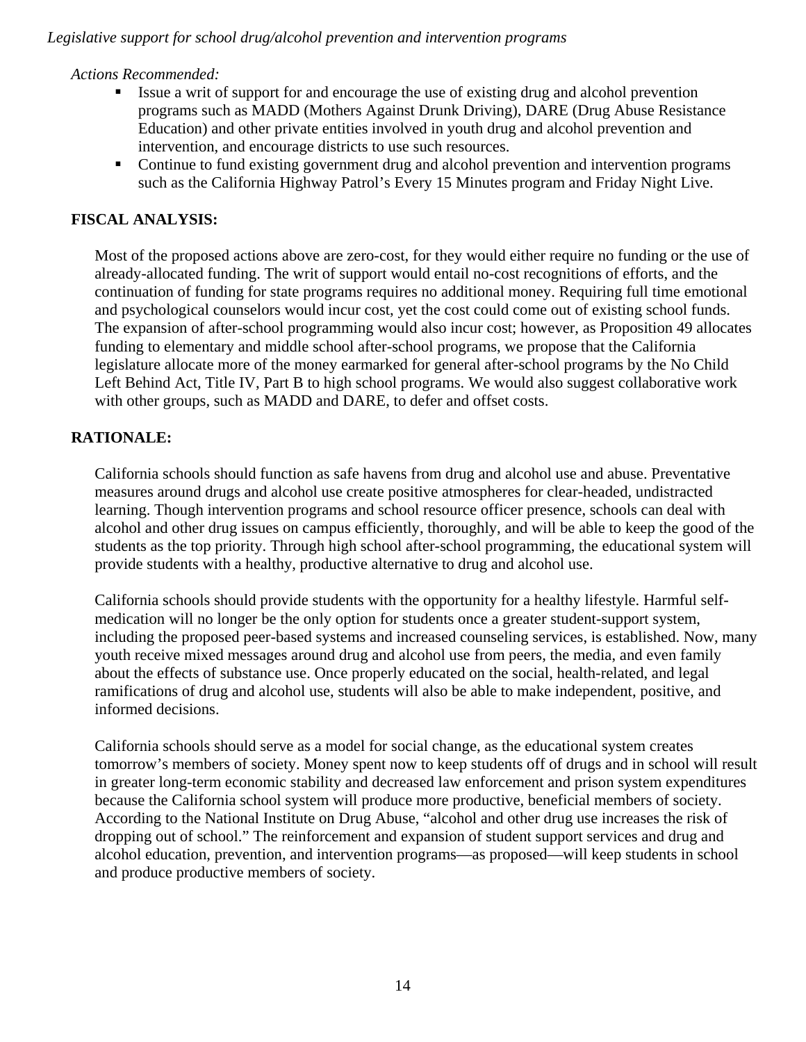*Legislative support for school drug/alcohol prevention and intervention programs*

*Actions Recommended:*

- Issue a writ of support for and encourage the use of existing drug and alcohol prevention programs such as MADD (Mothers Against Drunk Driving), DARE (Drug Abuse Resistance Education) and other private entities involved in youth drug and alcohol prevention and intervention, and encourage districts to use such resources.
- Continue to fund existing government drug and alcohol prevention and intervention programs such as the California Highway Patrol's Every 15 Minutes program and Friday Night Live.

**FISCAL ANALYSIS:**

Most of the proposed actions above are zero-cost, for they would either require no funding or the use of already-allocated funding. The writ of support would entail no-cost recognitions of efforts, and the continuation of funding for state programs requires no additional money. Requiring full time emotional and psychological counselors would incur cost, yet the cost could come out of existing school funds. The expansion of after-school programming would also incur cost; however, as Proposition 49 allocates funding to elementary and middle school after-school programs, we propose that the California legislature allocate more of the money earmarked for general after-school programs by the No Child Left Behind Act, Title IV, Part B to high school programs. We would also suggest collaborative work with other groups, such as MADD and DARE, to defer and offset costs.

**RATIONALE:**

California schools should function as safe havens from drug and alcohol use and abuse. Preventative measures around drugs and alcohol use create positive atmospheres for clear-headed, undistracted learning. Though intervention programs and school resource officer presence, schools can deal with alcohol and other drug issues on campus efficiently, thoroughly, and will be able to keep the good of the students as the top priority. Through high school after-school programming, the educational system will provide students with a healthy, productive alternative to drug and alcohol use.

California schools should provide students with the opportunity for a healthy lifestyle. Harmful self-medication will no longer be the only option for students once a greater student-support system, including the proposed peer-based systems and increased counseling services, is established. Now, many youth receive mixed messages around drug and alcohol use from peers, the media, and even family about the effects of substance use. Once properly educated on the social, health-related, and legal ramifications of drug and alcohol use, students will also be able to make independent, positive, and informed decisions.

California schools should serve as a model for social change, as the educational system creates tomorrow's members of society. Money spent now to keep students off of drugs and in school will result in greater long-term economic stability and decreased law enforcement and prison system expenditures because the California school system will produce more productive, beneficial members of society. According to the National Institute on Drug Abuse, "alcohol and other drug use increases the risk of dropping out of school." The reinforcement and expansion of student support services and drug and alcohol education, prevention, and intervention programs—as proposed—will keep students in school and produce productive members of society.